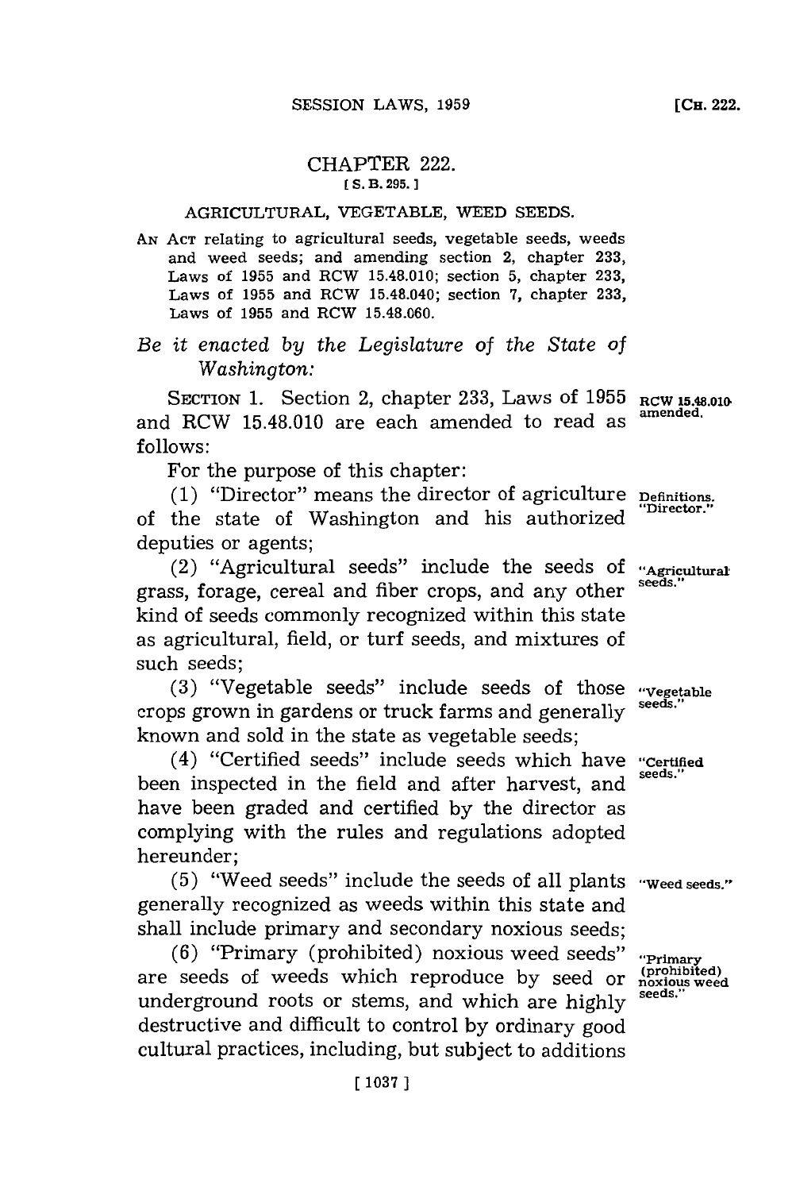# CHAPTER 222.

[S. B. 295.]

## AGRICULTURAL, VEGETABLE, WEED SEEDS.

AN ACT relating to agricultural seeds, vegetable seeds, weeds and weed seeds; and amending section 2, chapter 233, Laws of 1955 and RCW 15.48.010; section 5, chapter 233, Laws of 1955 and RCW 15.48.040; section 7, chapter 233, Laws of 1955 and RCW 15.48.060.

*Be it enacted by the Legislature of the State of Washington:*

SECTION 1. Section 2, chapter 233, Laws of 1955 and RCW 15.48.010 are each amended to read as follows:

**RCW 15.48.010 amended.**

For the purpose of this chapter:

(1) "Director" means the director of agriculture of the state of Washington and his authorized deputies or agents;

**Definitions. "Director."**

(2) "Agricultural seeds" include the seeds of grass, forage, cereal and fiber crops, and any other kind of seeds commonly recognized within this state as agricultural, field, or turf seeds, and mixtures of such seeds;

**"Agricultural seeds."**

(3) "Vegetable seeds" include seeds of those crops grown in gardens or truck farms and generally known and sold in the state as vegetable seeds;

**"Vegetable seeds."**

(4) "Certified seeds" include seeds which have been inspected in the field and after harvest, and have been graded and certified by the director as complying with the rules and regulations adopted hereunder;

**"Certified seeds."**

(5) "Weed seeds" include the seeds of all plants generally recognized as weeds within this state and shall include primary and secondary noxious seeds;

**"Weed seeds."**

(6) "Primary (prohibited) noxious weed seeds" are seeds of weeds which reproduce by seed or underground roots or stems, and which are highly destructive and difficult to control by ordinary good cultural practices, including, but subject to additions

**"Primary (prohibited) noxious weed seeds."**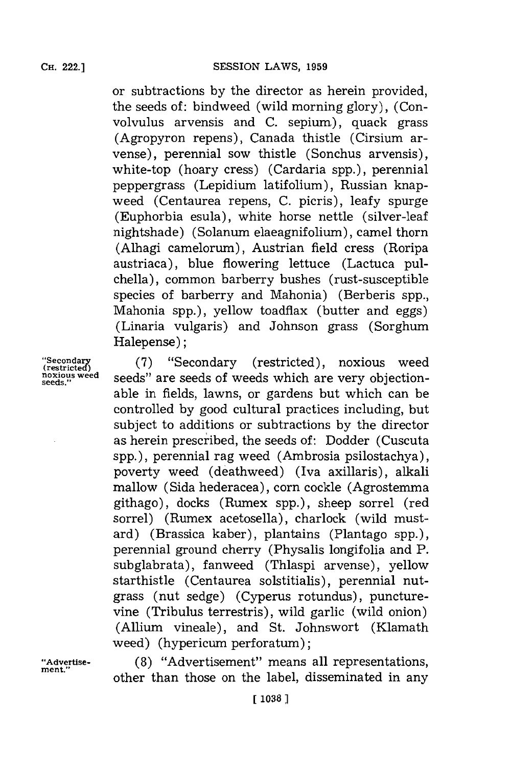or subtractions by the director as herein provided, the seeds of: bindweed (wild morning glory), (Convolvulus arvensis and C. sepium), quack grass (Agropyron repens), Canada thistle (Cirsium arvense), perennial sow thistle (Sonchus arvensis), white-top (hoary cress) (Cardaria spp.), perennial peppergrass (Lepidium latifolium), Russian knapweed (Centaurea repens, C. picris), leafy spurge (Euphorbia esula), white horse nettle (silver-leaf nightshade) (Solanum elaeagnifolium), camel thorn (Alhagi camelorum), Austrian field cress (Roripa austriaca), blue flowering lettuce (Lactuca pulchella), common barberry bushes (rust-susceptible species of barberry and Mahonia) (Berberis spp., Mahonia spp.), yellow toadflax (butter and eggs) (Linaria vulgaris) and Johnson grass (Sorghum Halepense);

"Secondary (restricted) noxious weed seeds."

(7) "Secondary (restricted), noxious weed seeds" are seeds of weeds which are very objectionable in fields, lawns, or gardens but which can be controlled by good cultural practices including, but subject to additions or subtractions by the director as herein prescribed, the seeds of: Dodder (Cuscuta spp.), perennial rag weed (Ambrosia psilostachya), poverty weed (deathweed) (Iva axillaris), alkali mallow (Sida hederacea), corn cockle (Agrostemma githago), docks (Rumex spp.), sheep sorrel (red sorrel) (Rumex acetosella), charlock (wild mustard) (Brassica kaber), plantains (Plantago spp.), perennial ground cherry (Physalis longifolia and P. subglabrata), fanweed (Thlaspi arvense), yellow starthistle (Centaurea solstitialis), perennial nutgrass (nut sedge) (Cyperus rotundus), puncturevine (Tribulus terrestris), wild garlic (wild onion) (Allium vineale), and St. Johnswort (Klamath weed) (hypericum perforatum);

"Advertisement."

(8) "Advertisement" means all representations, other than those on the label, disseminated in any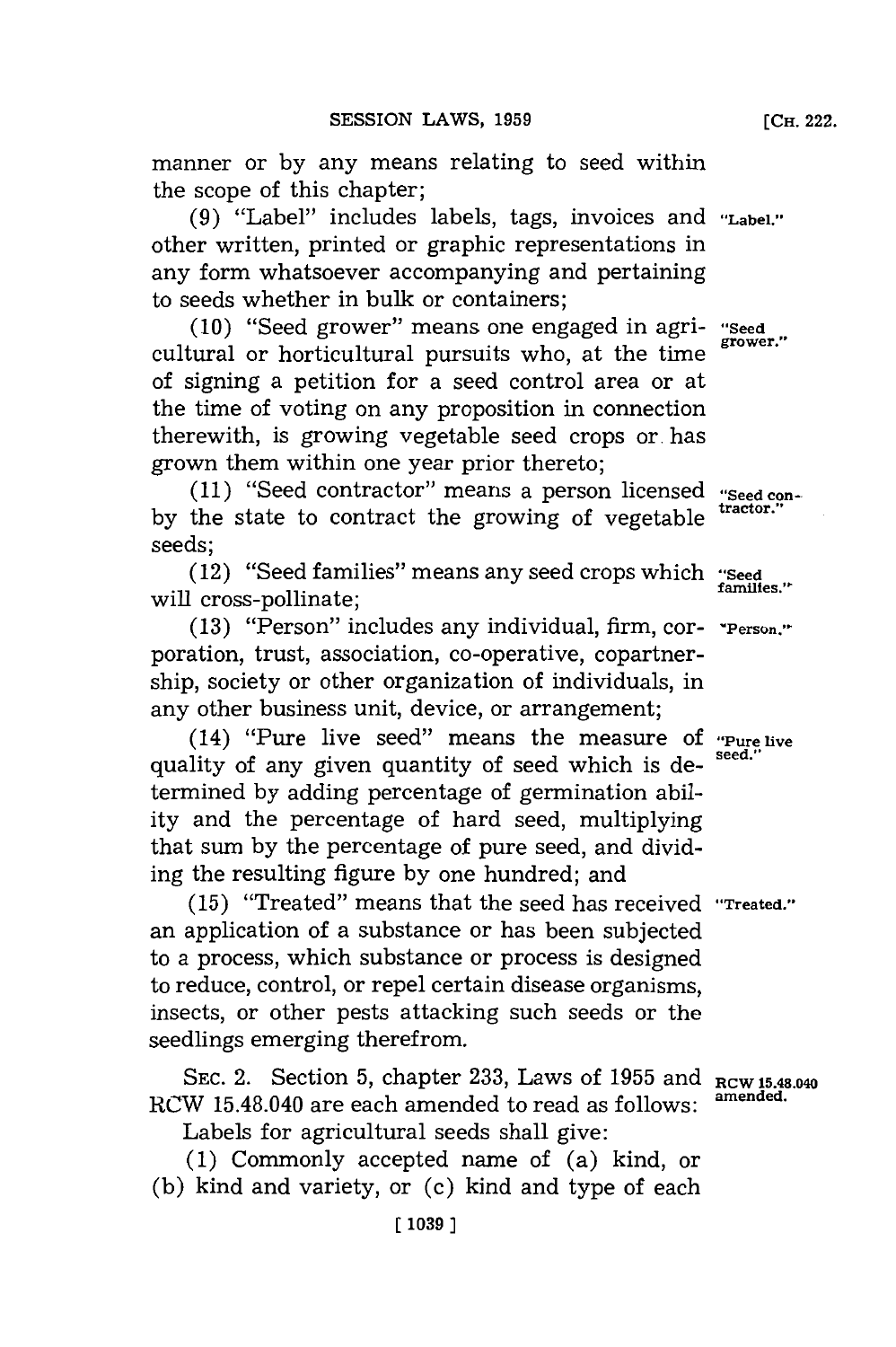manner or by any means relating to seed within the scope of this chapter;

(9) "Label" includes labels, tags, invoices and other written, printed or graphic representations in any form whatsoever accompanying and pertaining to seeds whether in bulk or containers;

"Label."

(10) "Seed grower" means one engaged in agricultural or horticultural pursuits who, at the time of signing a petition for a seed control area or at the time of voting on any proposition in connection therewith, is growing vegetable seed crops or has grown them within one year prior thereto;

"Seed grower."

(11) "Seed contractor" means a person licensed by the state to contract the growing of vegetable seeds;

"Seed contractor."

(12) "Seed families" means any seed crops which will cross-pollinate;

"Seed families."

(13) "Person" includes any individual, firm, corporation, trust, association, co-operative, copartnership, society or other organization of individuals, in any other business unit, device, or arrangement;

"Person."

(14) "Pure live seed" means the measure of quality of any given quantity of seed which is determined by adding percentage of germination ability and the percentage of hard seed, multiplying that sum by the percentage of pure seed, and dividing the resulting figure by one hundred; and

"Pure live seed."

(15) "Treated" means that the seed has received an application of a substance or has been subjected to a process, which substance or process is designed to reduce, control, or repel certain disease organisms, insects, or other pests attacking such seeds or the seedlings emerging therefrom.

"Treated."

SEC. 2. Section 5, chapter 233, Laws of 1955 and RCW 15.48.040 are each amended to read as follows:

RCW 15.48.040 amended.

Labels for agricultural seeds shall give:

(1) Commonly accepted name of (a) kind, or (b) kind and variety, or (c) kind and type of each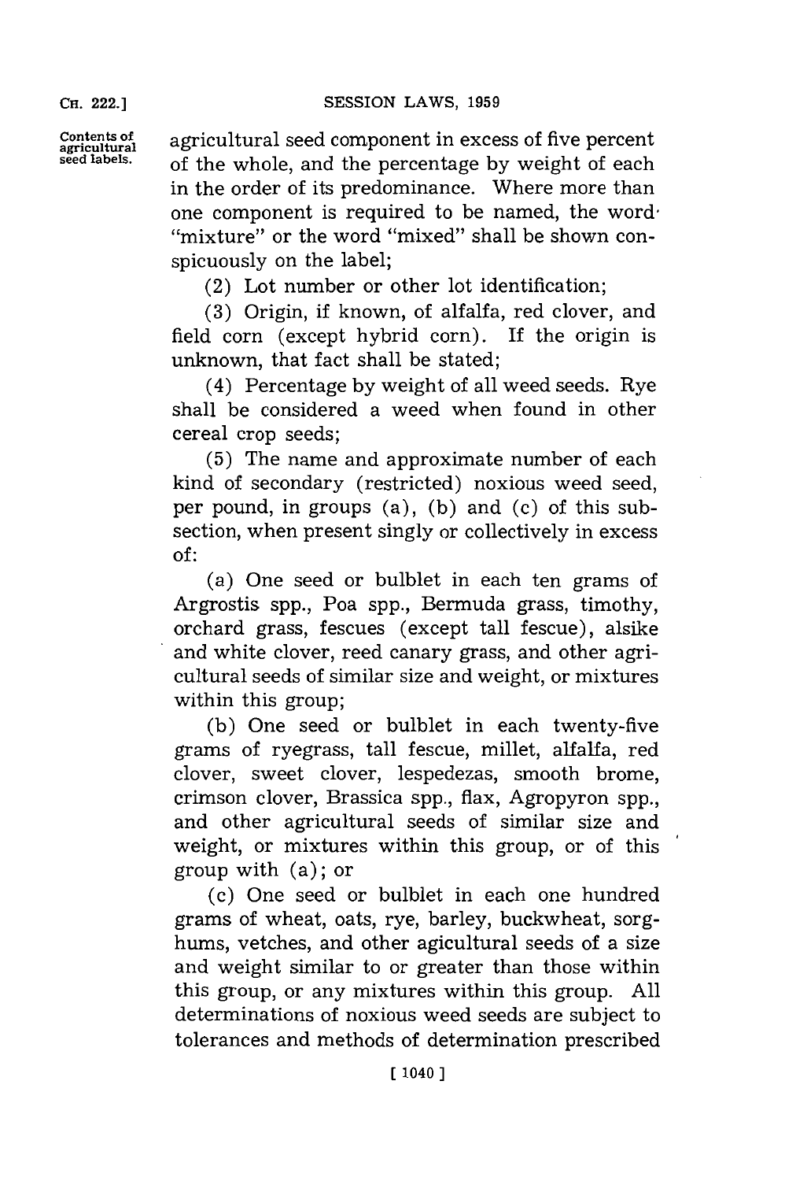Contents of agricultural seed labels.

agricultural seed component in excess of five percent of the whole, and the percentage by weight of each in the order of its predominance. Where more than one component is required to be named, the word "mixture" or the word "mixed" shall be shown conspicuously on the label;

(2) Lot number or other lot identification;

(3) Origin, if known, of alfalfa, red clover, and field corn (except hybrid corn). If the origin is unknown, that fact shall be stated;

(4) Percentage by weight of all weed seeds. Rye shall be considered a weed when found in other cereal crop seeds;

(5) The name and approximate number of each kind of secondary (restricted) noxious weed seed, per pound, in groups (a), (b) and (c) of this subsection, when present singly or collectively in excess of:

(a) One seed or bulblet in each ten grams of Argrostis spp., Poa spp., Bermuda grass, timothy, orchard grass, fescues (except tall fescue), alsike and white clover, reed canary grass, and other agricultural seeds of similar size and weight, or mixtures within this group;

(b) One seed or bulblet in each twenty-five grams of ryegrass, tall fescue, millet, alfalfa, red clover, sweet clover, lespedezas, smooth brome, crimson clover, Brassica spp., flax, Agropyron spp., and other agricultural seeds of similar size and weight, or mixtures within this group, or of this group with (a); or

(c) One seed or bulblet in each one hundred grams of wheat, oats, rye, barley, buckwheat, sorghums, vetches, and other agicultural seeds of a size and weight similar to or greater than those within this group, or any mixtures within this group. All determinations of noxious weed seeds are subject to tolerances and methods of determination prescribed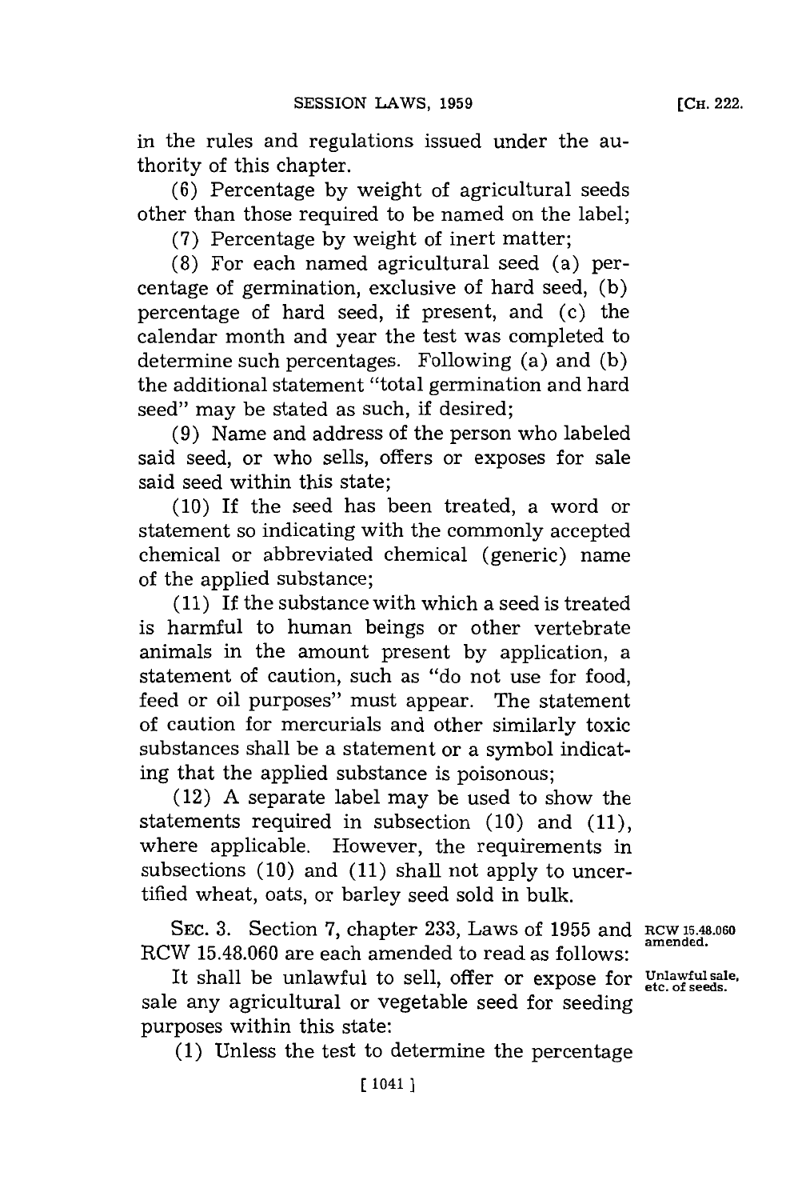in the rules and regulations issued under the authority of this chapter.

(6) Percentage by weight of agricultural seeds other than those required to be named on the label;

(7) Percentage by weight of inert matter;

(8) For each named agricultural seed (a) percentage of germination, exclusive of hard seed, (b) percentage of hard seed, if present, and (c) the calendar month and year the test was completed to determine such percentages. Following (a) and (b) the additional statement "total germination and hard seed" may be stated as such, if desired;

(9) Name and address of the person who labeled said seed, or who sells, offers or exposes for sale said seed within this state;

(10) If the seed has been treated, a word or statement so indicating with the commonly accepted chemical or abbreviated chemical (generic) name of the applied substance;

(11) If the substance with which a seed is treated is harmful to human beings or other vertebrate animals in the amount present by application, a statement of caution, such as "do not use for food, feed or oil purposes" must appear. The statement of caution for mercurials and other similarly toxic substances shall be a statement or a symbol indicating that the applied substance is poisonous;

(12) A separate label may be used to show the statements required in subsection (10) and (11), where applicable. However, the requirements in subsections (10) and (11) shall not apply to uncertified wheat, oats, or barley seed sold in bulk.

SEC. 3. Section 7, chapter 233, Laws of 1955 and RCW 15.48.060 are each amended to read as follows:

RCW 15.48.060 amended.

It shall be unlawful to sell, offer or expose for sale any agricultural or vegetable seed for seeding purposes within this state:

Unlawful sale, etc. of seeds.

(1) Unless the test to determine the percentage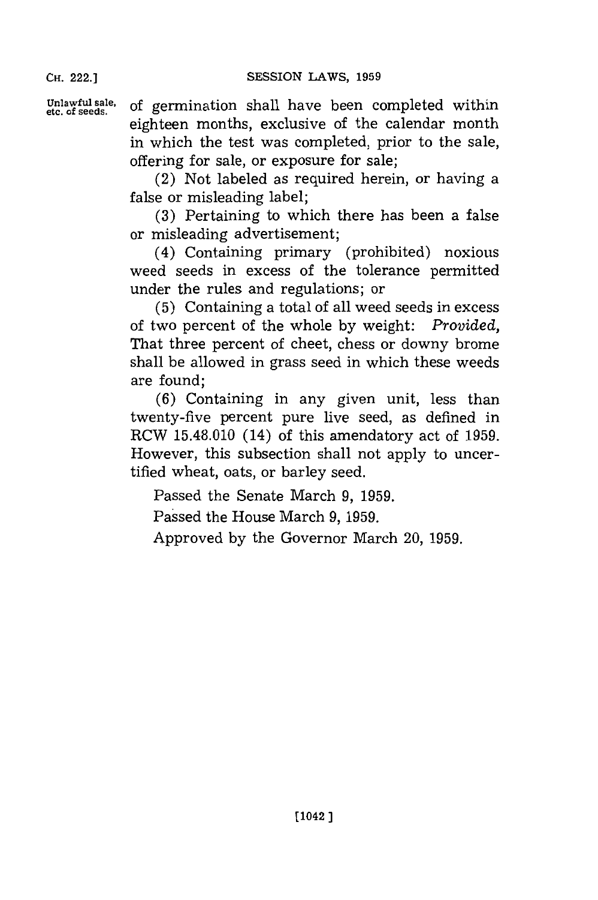Unlawful sale, etc. of seeds.

of germination shall have been completed within eighteen months, exclusive of the calendar month in which the test was completed, prior to the sale, offering for sale, or exposure for sale;

(2) Not labeled as required herein, or having a false or misleading label;

(3) Pertaining to which there has been a false or misleading advertisement;

(4) Containing primary (prohibited) noxious weed seeds in excess of the tolerance permitted under the rules and regulations; or

(5) Containing a total of all weed seeds in excess of two percent of the whole by weight: *Provided*, That three percent of cheet, chess or downy brome shall be allowed in grass seed in which these weeds are found;

(6) Containing in any given unit, less than twenty-five percent pure live seed, as defined in RCW 15.48.010 (14) of this amendatory act of 1959. However, this subsection shall not apply to uncertified wheat, oats, or barley seed.

Passed the Senate March 9, 1959.

Passed the House March 9, 1959.

Approved by the Governor March 20, 1959.